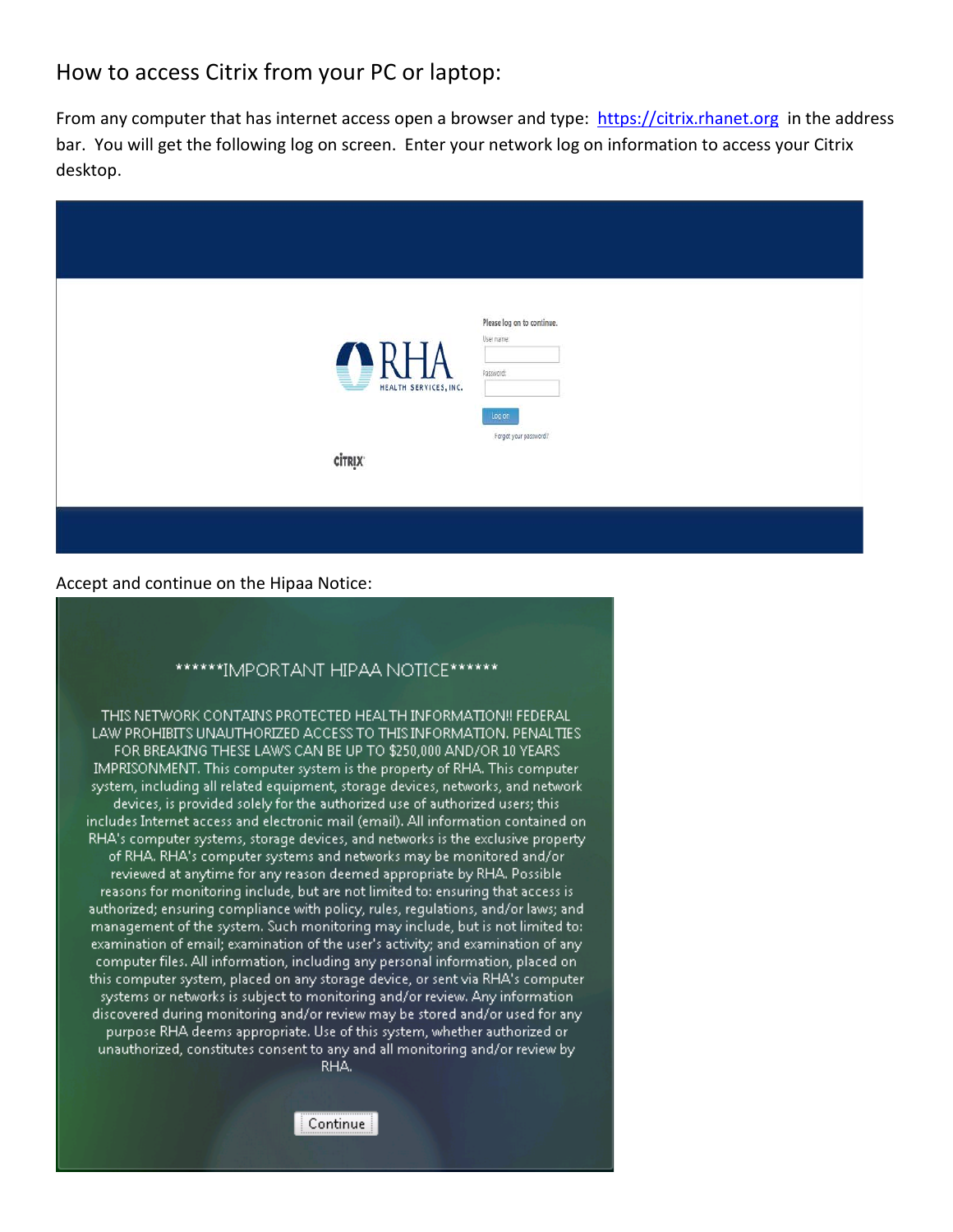# How to access Citrix from your PC or laptop:

From any computer that has internet access open a browser and type: https://citrix.rhanet.org in the address bar. You will get the following log on screen. Enter your network log on information to access your Citrix desktop.

RHA HEALTH SERVICES, INC.

Please log on to continue.

User name:

Password:

Log on

Forgot your password?

CITRIX

Accept and continue on the Hipaa Notice:

******IMPORTANT HIPAA NOTICE******

THIS NETWORK CONTAINS PROTECTED HEALTH INFORMATION!! FEDERAL LAW PROHIBITS UNAUTHORIZED ACCESS TO THIS INFORMATION. PENALTIES FOR BREAKING THESE LAWS CAN BE UP TO $250,000 AND/OR 10 YEARS IMPRISONMENT. This computer system is the property of RHA. This computer system, including all related equipment, storage devices, networks, and network devices, is provided solely for the authorized use of authorized users; this includes Internet access and electronic mail (email). All information contained on RHA's computer systems, storage devices, and networks is the exclusive property of RHA. RHA's computer systems and networks may be monitored and/or reviewed at anytime for any reason deemed appropriate by RHA. Possible reasons for monitoring include, but are not limited to: ensuring that access is authorized; ensuring compliance with policy, rules, regulations, and/or laws; and management of the system. Such monitoring may include, but is not limited to: examination of email; examination of the user's activity; and examination of any computer files. All information, including any personal information, placed on this computer system, placed on any storage device, or sent via RHA's computer systems or networks is subject to monitoring and/or review. Any information discovered during monitoring and/or review may be stored and/or used for any purpose RHA deems appropriate. Use of this system, whether authorized or unauthorized, constitutes consent to any and all monitoring and/or review by RHA.

Continue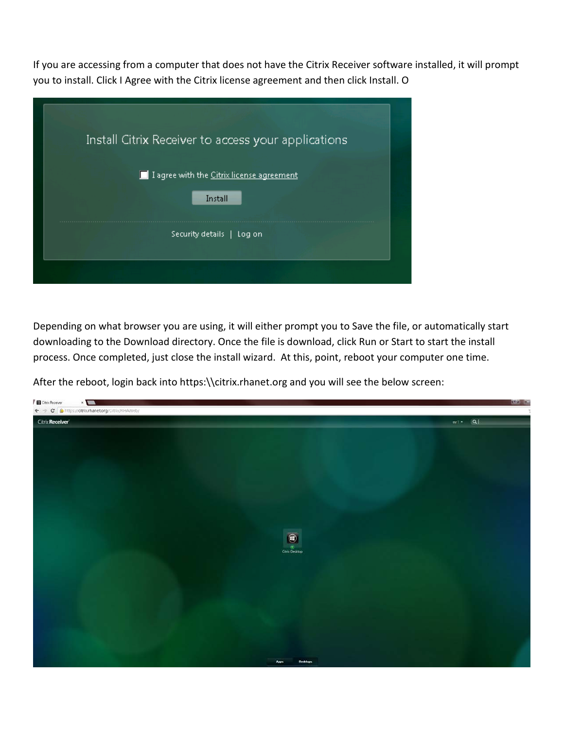If you are accessing from a computer that does not have the Citrix Receiver software installed, it will prompt you to install. Click I Agree with the Citrix license agreement and then click Install. O

Depending on what browser you are using, it will either prompt you to Save the file, or automatically start downloading to the Download directory. Once the file is download, click Run or Start to start the install process. Once completed, just close the install wizard. At this, point, reboot your computer one time.

After the reboot, login back into https:\\citrix.rhanet.org and you will see the below screen: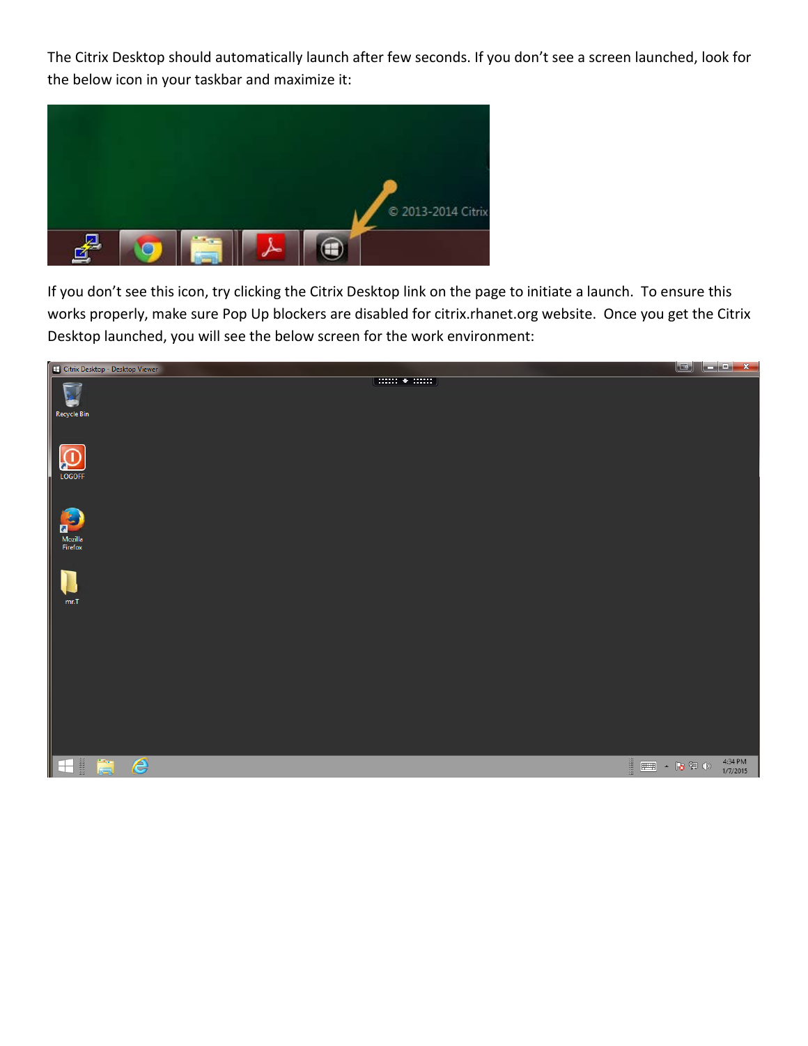The Citrix Desktop should automatically launch after few seconds. If you don't see a screen launched, look for the below icon in your taskbar and maximize it:

If you don't see this icon, try clicking the Citrix Desktop link on the page to initiate a launch.  To ensure this works properly, make sure Pop Up blockers are disabled for citrix.rhanet.org website.  Once you get the Citrix Desktop launched, you will see the below screen for the work environment: